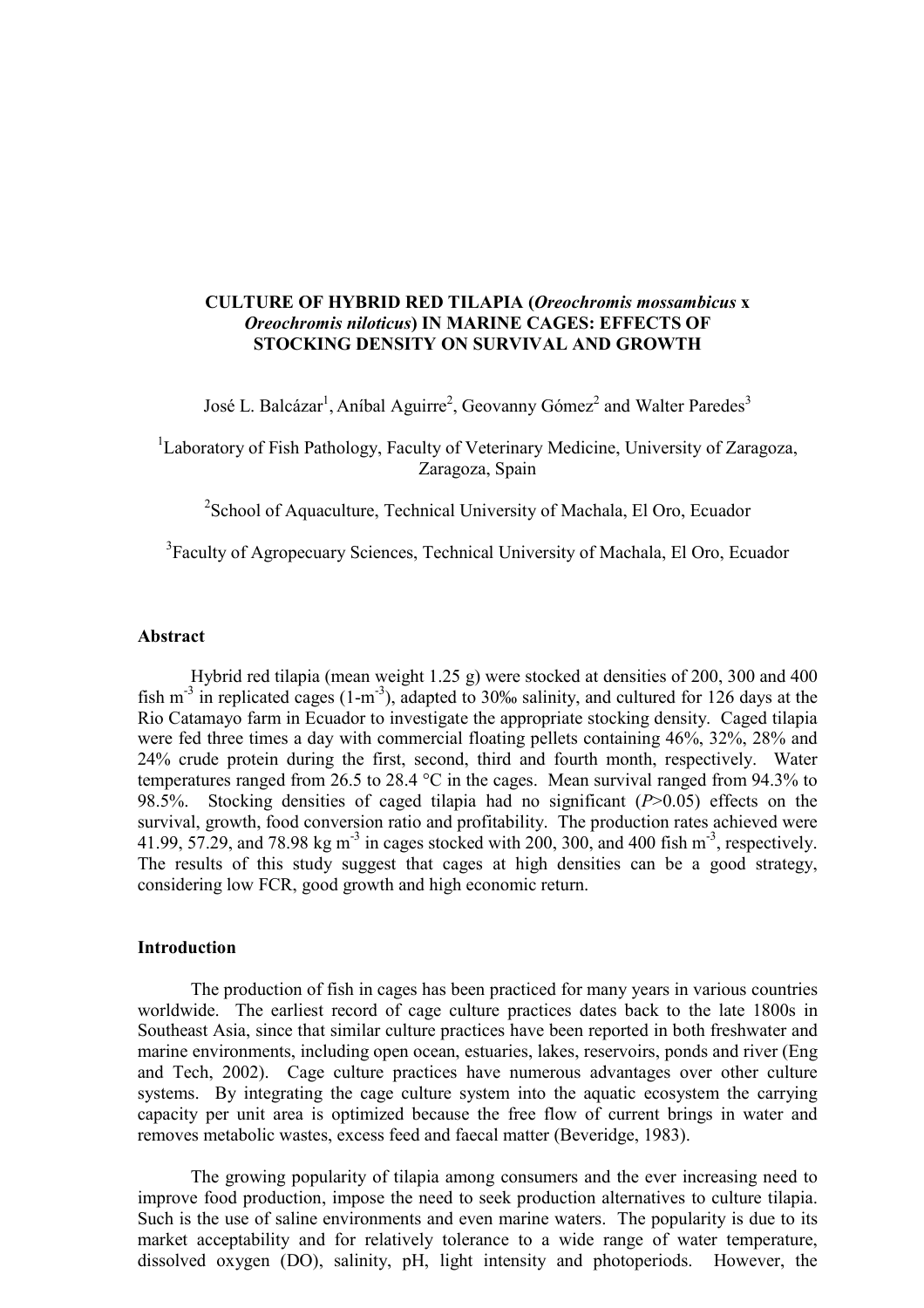# CULTURE OF HYBRID RED TILAPIA (*Oreochromis mossambicus* x *Oreochromis niloticus*) IN MARINE CAGES: EFFECTS OF STOCKING DENSITY ON SURVIVAL AND GROWTH

José L. Balcázar[1], Aníbal Aguirre[2], Geovanny Gómez[2] and Walter Paredes[3]

[1]Laboratory of Fish Pathology, Faculty of Veterinary Medicine, University of Zaragoza, Zaragoza, Spain

[2]School of Aquaculture, Technical University of Machala, El Oro, Ecuador

[3]Faculty of Agropecuary Sciences, Technical University of Machala, El Oro, Ecuador

## Abstract

Hybrid red tilapia (mean weight 1.25 g) were stocked at densities of 200, 300 and 400 fish $m^{-3}$ in replicated cages (1-$m^{-3}$), adapted to 30‰ salinity, and cultured for 126 days at the Rio Catamayo farm in Ecuador to investigate the appropriate stocking density. Caged tilapia were fed three times a day with commercial floating pellets containing 46%, 32%, 28% and 24% crude protein during the first, second, third and fourth month, respectively. Water temperatures ranged from 26.5 to 28.4 °C in the cages. Mean survival ranged from 94.3% to 98.5%. Stocking densities of caged tilapia had no significant ($P$>0.05) effects on the survival, growth, food conversion ratio and profitability. The production rates achieved were 41.99, 57.29, and 78.98 kg $m^{-3}$ in cages stocked with 200, 300, and 400 fish $m^{-3}$, respectively. The results of this study suggest that cages at high densities can be a good strategy, considering low FCR, good growth and high economic return.

## Introduction

The production of fish in cages has been practiced for many years in various countries worldwide. The earliest record of cage culture practices dates back to the late 1800s in Southeast Asia, since that similar culture practices have been reported in both freshwater and marine environments, including open ocean, estuaries, lakes, reservoirs, ponds and river (Eng and Tech, 2002). Cage culture practices have numerous advantages over other culture systems. By integrating the cage culture system into the aquatic ecosystem the carrying capacity per unit area is optimized because the free flow of current brings in water and removes metabolic wastes, excess feed and faecal matter (Beveridge, 1983).

The growing popularity of tilapia among consumers and the ever increasing need to improve food production, impose the need to seek production alternatives to culture tilapia. Such is the use of saline environments and even marine waters. The popularity is due to its market acceptability and for relatively tolerance to a wide range of water temperature, dissolved oxygen (DO), salinity, pH, light intensity and photoperiods. However, the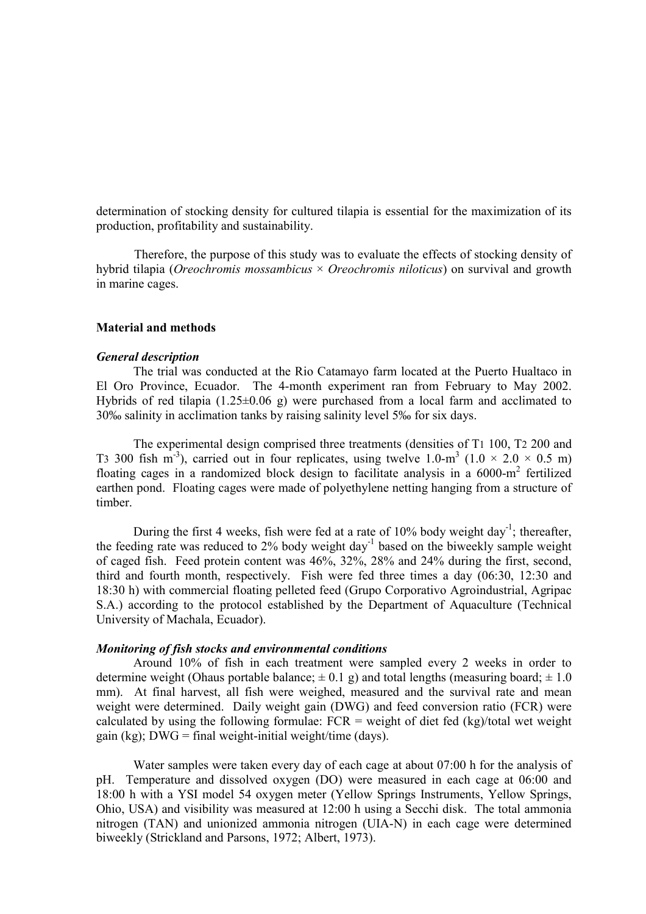determination of stocking density for cultured tilapia is essential for the maximization of its production, profitability and sustainability.

Therefore, the purpose of this study was to evaluate the effects of stocking density of hybrid tilapia (*Oreochromis mossambicus* × *Oreochromis niloticus*) on survival and growth in marine cages.

## Material and methods

### *General description*

The trial was conducted at the Rio Catamayo farm located at the Puerto Hualtaco in El Oro Province, Ecuador. The 4-month experiment ran from February to May 2002. Hybrids of red tilapia (1.25±0.06 g) were purchased from a local farm and acclimated to 30‰ salinity in acclimation tanks by raising salinity level 5‰ for six days.

The experimental design comprised three treatments (densities of $T_1$ 100, $T_2$ 200 and $T_3$ 300 fish $m^{-3}$), carried out in four replicates, using twelve 1.0-$m^3$ (1.0 × 2.0 × 0.5 m) floating cages in a randomized block design to facilitate analysis in a 6000-$m^2$ fertilized earthen pond. Floating cages were made of polyethylene netting hanging from a structure of timber.

During the first 4 weeks, fish were fed at a rate of 10% body weight $day^{-1}$; thereafter, the feeding rate was reduced to 2% body weight $day^{-1}$ based on the biweekly sample weight of caged fish. Feed protein content was 46%, 32%, 28% and 24% during the first, second, third and fourth month, respectively. Fish were fed three times a day (06:30, 12:30 and 18:30 h) with commercial floating pelleted feed (Grupo Corporativo Agroindustrial, Agripac S.A.) according to the protocol established by the Department of Aquaculture (Technical University of Machala, Ecuador).

### *Monitoring of fish stocks and environmental conditions*

Around 10% of fish in each treatment were sampled every 2 weeks in order to determine weight (Ohaus portable balance; ± 0.1 g) and total lengths (measuring board; ± 1.0 mm). At final harvest, all fish were weighed, measured and the survival rate and mean weight were determined. Daily weight gain (DWG) and feed conversion ratio (FCR) were calculated by using the following formulae: FCR = weight of diet fed (kg)/total wet weight gain (kg); DWG = final weight-initial weight/time (days).

Water samples were taken every day of each cage at about 07:00 h for the analysis of pH. Temperature and dissolved oxygen (DO) were measured in each cage at 06:00 and 18:00 h with a YSI model 54 oxygen meter (Yellow Springs Instruments, Yellow Springs, Ohio, USA) and visibility was measured at 12:00 h using a Secchi disk. The total ammonia nitrogen (TAN) and unionized ammonia nitrogen (UIA-N) in each cage were determined biweekly (Strickland and Parsons, 1972; Albert, 1973).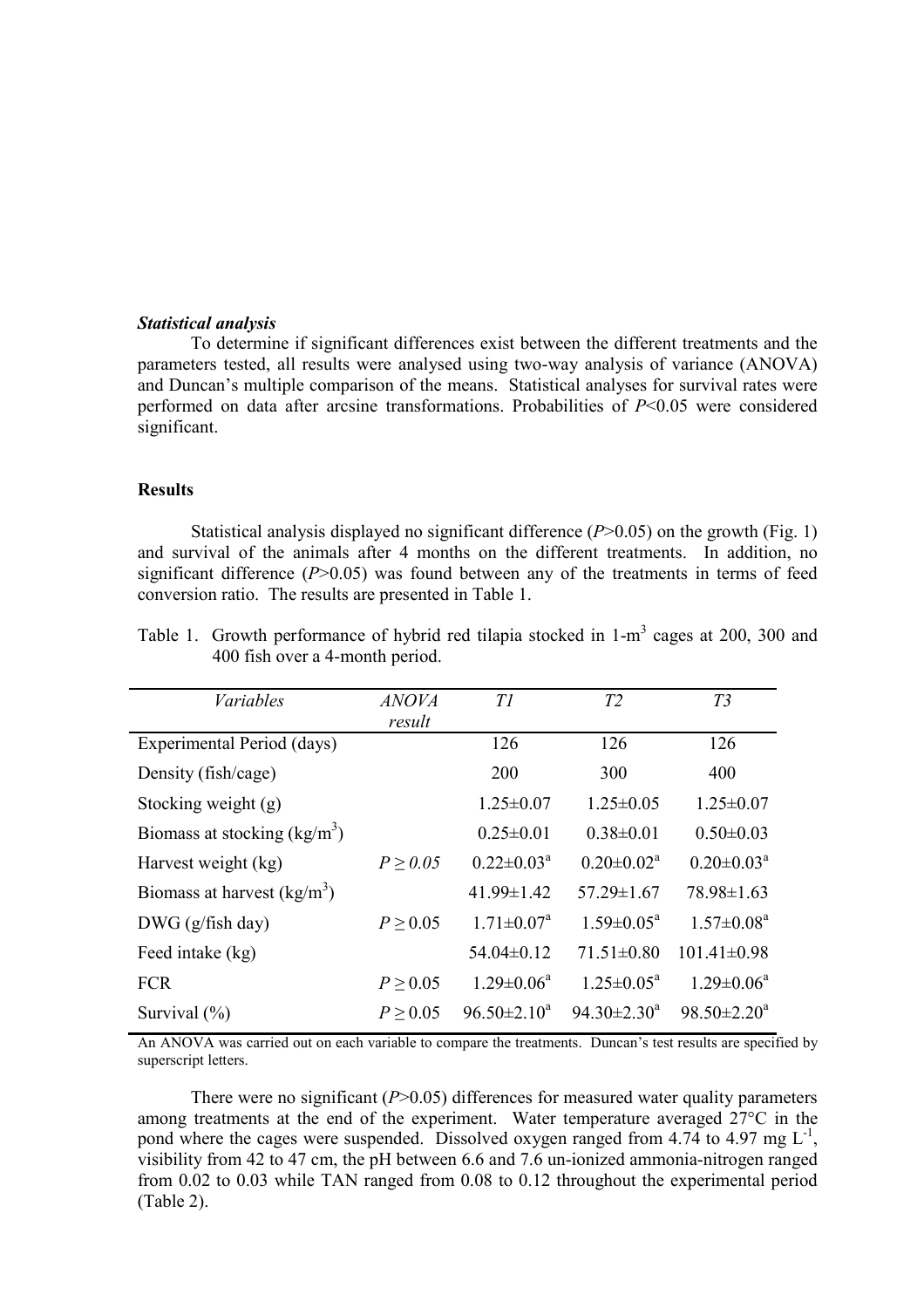***Statistical analysis***

To determine if significant differences exist between the different treatments and the parameters tested, all results were analysed using two-way analysis of variance (ANOVA) and Duncan's multiple comparison of the means. Statistical analyses for survival rates were performed on data after arcsine transformations. Probabilities of $P<0.05$ were considered significant.

**Results**

Statistical analysis displayed no significant difference ($P>0.05$) on the growth (Fig. 1) and survival of the animals after 4 months on the different treatments. In addition, no significant difference ($P>0.05$) was found between any of the treatments in terms of feed conversion ratio. The results are presented in Table 1.

Table 1. Growth performance of hybrid red tilapia stocked in 1-$m^3$ cages at 200, 300 and 400 fish over a 4-month period.

| *Variables* | *ANOVA result* | *T1* | *T2* | *T3* |
|---|---|---|---|---|
| Experimental Period (days) | | 126 | 126 | 126 |
| Density (fish/cage) | | 200 | 300 | 400 |
| Stocking weight (g) | | 1.25±0.07 | 1.25±0.05 | 1.25±0.07 |
| Biomass at stocking (kg/$m^3$) | | 0.25±0.01 | 0.38±0.01 | 0.50±0.03 |
| Harvest weight (kg) | $P \geq 0.05$ | $0.22\pm0.03^{a}$ | $0.20\pm0.02^{a}$ | $0.20\pm0.03^{a}$ |
| Biomass at harvest (kg/$m^3$) | | 41.99±1.42 | 57.29±1.67 | 78.98±1.63 |
| DWG (g/fish day) | $P \geq 0.05$ | $1.71\pm0.07^{a}$ | $1.59\pm0.05^{a}$ | $1.57\pm0.08^{a}$ |
| Feed intake (kg) | | 54.04±0.12 | 71.51±0.80 | 101.41±0.98 |
| FCR | $P \geq 0.05$ | $1.29\pm0.06^{a}$ | $1.25\pm0.05^{a}$ | $1.29\pm0.06^{a}$ |
| Survival (%) | $P \geq 0.05$ | $96.50\pm2.10^{a}$ | $94.30\pm2.30^{a}$ | $98.50\pm2.20^{a}$ |

An ANOVA was carried out on each variable to compare the treatments. Duncan's test results are specified by superscript letters.

There were no significant ($P>0.05$) differences for measured water quality parameters among treatments at the end of the experiment. Water temperature averaged 27°C in the pond where the cages were suspended. Dissolved oxygen ranged from 4.74 to 4.97 mg $L^{-1}$, visibility from 42 to 47 cm, the pH between 6.6 and 7.6 un-ionized ammonia-nitrogen ranged from 0.02 to 0.03 while TAN ranged from 0.08 to 0.12 throughout the experimental period (Table 2).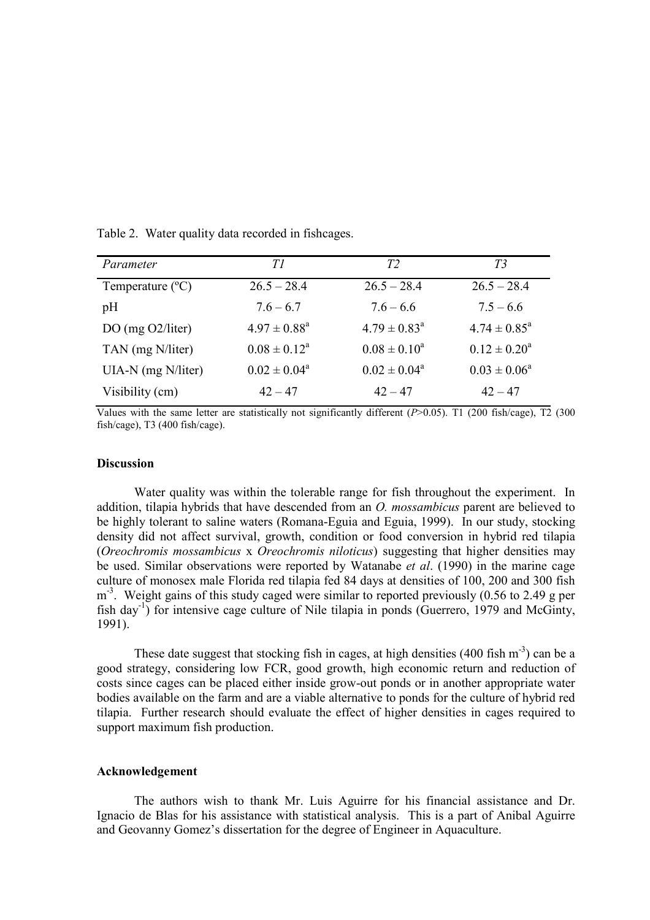Table 2. Water quality data recorded in fishcages.

| *Parameter* | *T1* | *T2* | *T3* |
|---|---|---|---|
| Temperature (ºC) | 26.5 – 28.4 | 26.5 – 28.4 | 26.5 – 28.4 |
| pH | 7.6 – 6.7 | 7.6 – 6.6 | 7.5 – 6.6 |
| DO (mg O2/liter) | $4.97 \pm 0.88^a$ | $4.79 \pm 0.83^a$ | $4.74 \pm 0.85^a$ |
| TAN (mg N/liter) | $0.08 \pm 0.12^a$ | $0.08 \pm 0.10^a$ | $0.12 \pm 0.20^a$ |
| UIA-N (mg N/liter) | $0.02 \pm 0.04^a$ | $0.02 \pm 0.04^a$ | $0.03 \pm 0.06^a$ |
| Visibility (cm) | 42 – 47 | 42 – 47 | 42 – 47 |

Values with the same letter are statistically not significantly different ($P>0.05$). T1 (200 fish/cage), T2 (300 fish/cage), T3 (400 fish/cage).

**Discussion**

Water quality was within the tolerable range for fish throughout the experiment. In addition, tilapia hybrids that have descended from an *O. mossambicus* parent are believed to be highly tolerant to saline waters (Romana-Eguia and Eguia, 1999). In our study, stocking density did not affect survival, growth, condition or food conversion in hybrid red tilapia (*Oreochromis mossambicus* x *Oreochromis niloticus*) suggesting that higher densities may be used. Similar observations were reported by Watanabe *et al*. (1990) in the marine cage culture of monosex male Florida red tilapia fed 84 days at densities of 100, 200 and 300 fish $m^{-3}$. Weight gains of this study caged were similar to reported previously (0.56 to 2.49 g per fish $day^{-1}$) for intensive cage culture of Nile tilapia in ponds (Guerrero, 1979 and McGinty, 1991).

These date suggest that stocking fish in cages, at high densities (400 fish $m^{-3}$) can be a good strategy, considering low FCR, good growth, high economic return and reduction of costs since cages can be placed either inside grow-out ponds or in another appropriate water bodies available on the farm and are a viable alternative to ponds for the culture of hybrid red tilapia. Further research should evaluate the effect of higher densities in cages required to support maximum fish production.

**Acknowledgement**

The authors wish to thank Mr. Luis Aguirre for his financial assistance and Dr. Ignacio de Blas for his assistance with statistical analysis. This is a part of Anibal Aguirre and Geovanny Gomez's dissertation for the degree of Engineer in Aquaculture.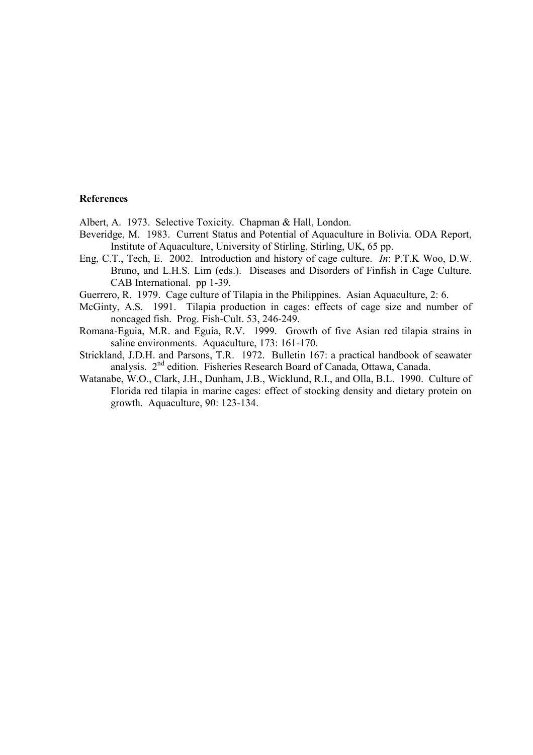**References**

Albert, A. 1973. Selective Toxicity. Chapman & Hall, London.

Beveridge, M. 1983. Current Status and Potential of Aquaculture in Bolivia. ODA Report, Institute of Aquaculture, University of Stirling, Stirling, UK, 65 pp.

Eng, C.T., Tech, E. 2002. Introduction and history of cage culture. *In*: P.T.K Woo, D.W. Bruno, and L.H.S. Lim (eds.). Diseases and Disorders of Finfish in Cage Culture. CAB International. pp 1-39.

Guerrero, R. 1979. Cage culture of Tilapia in the Philippines. Asian Aquaculture, 2: 6.

McGinty, A.S. 1991. Tilapia production in cages: effects of cage size and number of noncaged fish. Prog. Fish-Cult. 53, 246-249.

Romana-Eguia, M.R. and Eguia, R.V. 1999. Growth of five Asian red tilapia strains in saline environments. Aquaculture, 173: 161-170.

Strickland, J.D.H. and Parsons, T.R. 1972. Bulletin 167: a practical handbook of seawater analysis. 2nd edition. Fisheries Research Board of Canada, Ottawa, Canada.

Watanabe, W.O., Clark, J.H., Dunham, J.B., Wicklund, R.I., and Olla, B.L. 1990. Culture of Florida red tilapia in marine cages: effect of stocking density and dietary protein on growth. Aquaculture, 90: 123-134.